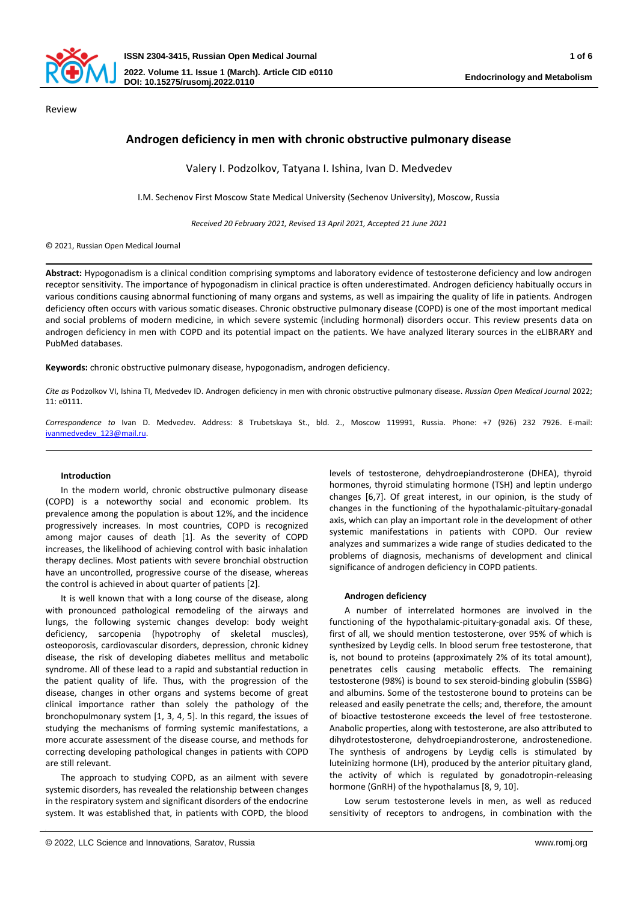Review

# Androgen deficiency in men with chronic obstructive pulmonary disease

Valery I. Podzolkov, Tatyana I. Ishina, Ivan D. Medvedev

I.M. Sechenov First Moscow State Medical University (Sechenov University), Moscow, Russia

*Received 20 February 2021, Revised 13 April 2021, Accepted 21 June 2021*

© 2021, Russian Open Medical Journal

**Abstract:** Hypogonadism is a clinical condition comprising symptoms and laboratory evidence of testosterone deficiency and low androgen receptor sensitivity. The importance of hypogonadism in clinical practice is often underestimated. Androgen deficiency habitually occurs in various conditions causing abnormal functioning of many organs and systems, as well as impairing the quality of life in patients. Androgen deficiency often occurs with various somatic diseases. Chronic obstructive pulmonary disease (COPD) is one of the most important medical and social problems of modern medicine, in which severe systemic (including hormonal) disorders occur. This review presents data on androgen deficiency in men with COPD and its potential impact on the patients. We have analyzed literary sources in the eLIBRARY and PubMed databases.

**Keywords:** chronic obstructive pulmonary disease, hypogonadism, androgen deficiency.

*Cite as* Podzolkov VI, Ishina TI, Medvedev ID. Androgen deficiency in men with chronic obstructive pulmonary disease. *Russian Open Medical Journal* 2022; 11: e0111.

*Correspondence to* Ivan D. Medvedev. Address: 8 Trubetskaya St., bld. 2., Moscow 119991, Russia. Phone: +7 (926) 232 7926. E-mail: ivanmedvedev_123@mail.ru.

## Introduction

In the modern world, chronic obstructive pulmonary disease (COPD) is a noteworthy social and economic problem. Its prevalence among the population is about 12%, and the incidence progressively increases. In most countries, COPD is recognized among major causes of death [1]. As the severity of COPD increases, the likelihood of achieving control with basic inhalation therapy declines. Most patients with severe bronchial obstruction have an uncontrolled, progressive course of the disease, whereas the control is achieved in about quarter of patients [2].

It is well known that with a long course of the disease, along with pronounced pathological remodeling of the airways and lungs, the following systemic changes develop: body weight deficiency, sarcopenia (hypotrophy of skeletal muscles), osteoporosis, cardiovascular disorders, depression, chronic kidney disease, the risk of developing diabetes mellitus and metabolic syndrome. All of these lead to a rapid and substantial reduction in the patient quality of life. Thus, with the progression of the disease, changes in other organs and systems become of great clinical importance rather than solely the pathology of the bronchopulmonary system [1, 3, 4, 5]. In this regard, the issues of studying the mechanisms of forming systemic manifestations, a more accurate assessment of the disease course, and methods for correcting developing pathological changes in patients with COPD are still relevant.

The approach to studying COPD, as an ailment with severe systemic disorders, has revealed the relationship between changes in the respiratory system and significant disorders of the endocrine system. It was established that, in patients with COPD, the blood levels of testosterone, dehydroepiandrosterone (DHEA), thyroid hormones, thyroid stimulating hormone (TSH) and leptin undergo changes [6,7]. Of great interest, in our opinion, is the study of changes in the functioning of the hypothalamic-pituitary-gonadal axis, which can play an important role in the development of other systemic manifestations in patients with COPD. Our review analyzes and summarizes a wide range of studies dedicated to the problems of diagnosis, mechanisms of development and clinical significance of androgen deficiency in COPD patients.

## Androgen deficiency

A number of interrelated hormones are involved in the functioning of the hypothalamic-pituitary-gonadal axis. Of these, first of all, we should mention testosterone, over 95% of which is synthesized by Leydig cells. In blood serum free testosterone, that is, not bound to proteins (approximately 2% of its total amount), penetrates cells causing metabolic effects. The remaining testosterone (98%) is bound to sex steroid-binding globulin (SSBG) and albumins. Some of the testosterone bound to proteins can be released and easily penetrate the cells; and, therefore, the amount of bioactive testosterone exceeds the level of free testosterone. Anabolic properties, along with testosterone, are also attributed to dihydrotestosterone, dehydroepiandrosterone, androstenedione. The synthesis of androgens by Leydig cells is stimulated by luteinizing hormone (LH), produced by the anterior pituitary gland, the activity of which is regulated by gonadotropin-releasing hormone (GnRH) of the hypothalamus [8, 9, 10].

Low serum testosterone levels in men, as well as reduced sensitivity of receptors to androgens, in combination with the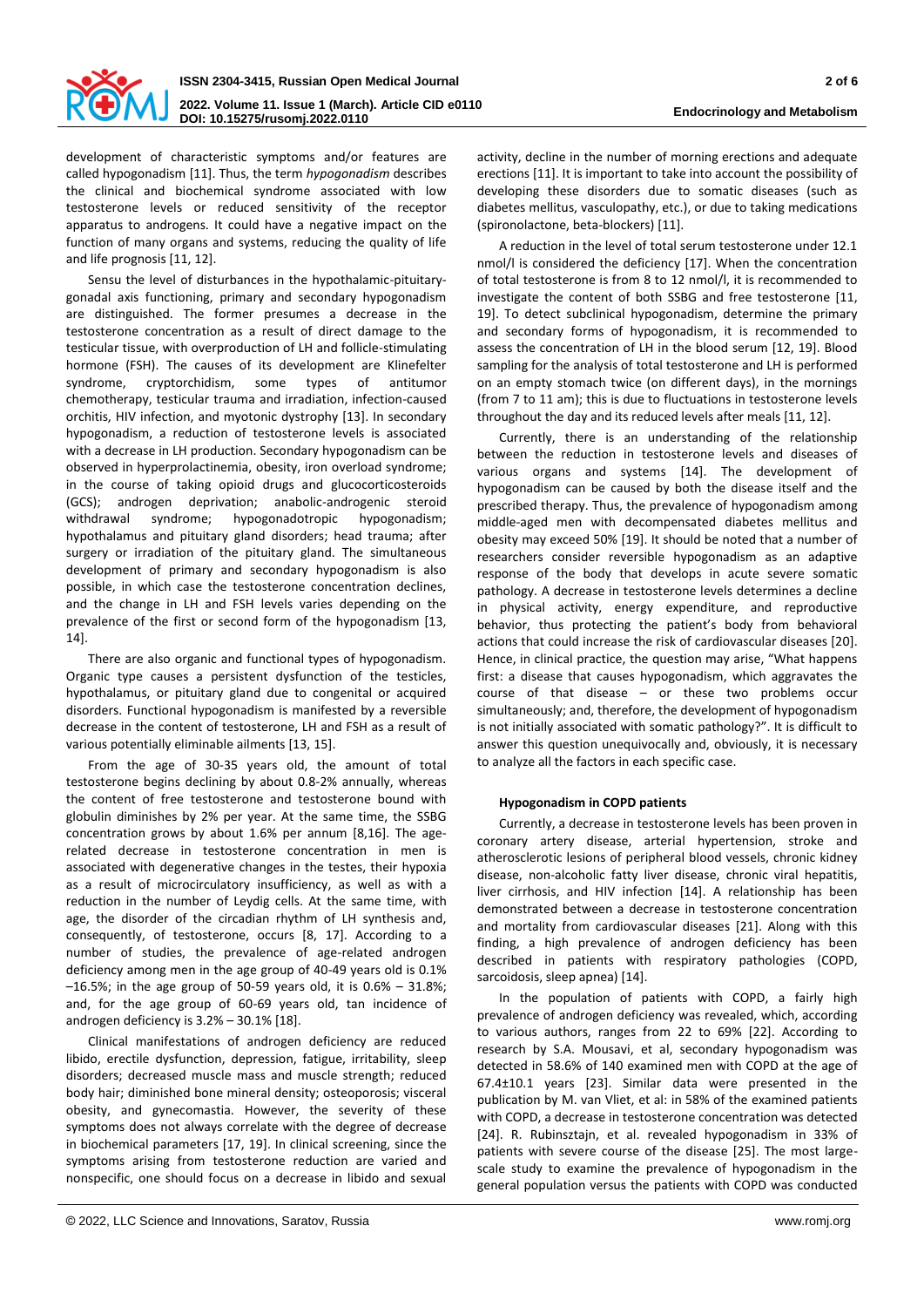development of characteristic symptoms and/or features are called hypogonadism [11]. Thus, the term *hypogonadism* describes the clinical and biochemical syndrome associated with low testosterone levels or reduced sensitivity of the receptor apparatus to androgens. It could have a negative impact on the function of many organs and systems, reducing the quality of life and life prognosis [11, 12].

Sensu the level of disturbances in the hypothalamic-pituitary-gonadal axis functioning, primary and secondary hypogonadism are distinguished. The former presumes a decrease in the testosterone concentration as a result of direct damage to the testicular tissue, with overproduction of LH and follicle-stimulating hormone (FSH). The causes of its development are Klinefelter syndrome, cryptorchidism, some types of antitumor chemotherapy, testicular trauma and irradiation, infection-caused orchitis, HIV infection, and myotonic dystrophy [13]. In secondary hypogonadism, a reduction of testosterone levels is associated with a decrease in LH production. Secondary hypogonadism can be observed in hyperprolactinemia, obesity, iron overload syndrome; in the course of taking opioid drugs and glucocorticosteroids (GCS); androgen deprivation; anabolic-androgenic steroid withdrawal syndrome; hypogonadotropic hypogonadism; hypothalamus and pituitary gland disorders; head trauma; after surgery or irradiation of the pituitary gland. The simultaneous development of primary and secondary hypogonadism is also possible, in which case the testosterone concentration declines, and the change in LH and FSH levels varies depending on the prevalence of the first or second form of the hypogonadism [13, 14].

There are also organic and functional types of hypogonadism. Organic type causes a persistent dysfunction of the testicles, hypothalamus, or pituitary gland due to congenital or acquired disorders. Functional hypogonadism is manifested by a reversible decrease in the content of testosterone, LH and FSH as a result of various potentially eliminable ailments [13, 15].

From the age of 30-35 years old, the amount of total testosterone begins declining by about 0.8-2% annually, whereas the content of free testosterone and testosterone bound with globulin diminishes by 2% per year. At the same time, the SSBG concentration grows by about 1.6% per annum [8,16]. The age-related decrease in testosterone concentration in men is associated with degenerative changes in the testes, their hypoxia as a result of microcirculatory insufficiency, as well as with a reduction in the number of Leydig cells. At the same time, with age, the disorder of the circadian rhythm of LH synthesis and, consequently, of testosterone, occurs [8, 17]. According to a number of studies, the prevalence of age-related androgen deficiency among men in the age group of 40-49 years old is 0.1% –16.5%; in the age group of 50-59 years old, it is 0.6% – 31.8%; and, for the age group of 60-69 years old, tan incidence of androgen deficiency is 3.2% – 30.1% [18].

Clinical manifestations of androgen deficiency are reduced libido, erectile dysfunction, depression, fatigue, irritability, sleep disorders; decreased muscle mass and muscle strength; reduced body hair; diminished bone mineral density; osteoporosis; visceral obesity, and gynecomastia. However, the severity of these symptoms does not always correlate with the degree of decrease in biochemical parameters [17, 19]. In clinical screening, since the symptoms arising from testosterone reduction are varied and nonspecific, one should focus on a decrease in libido and sexual activity, decline in the number of morning erections and adequate erections [11]. It is important to take into account the possibility of developing these disorders due to somatic diseases (such as diabetes mellitus, vasculopathy, etc.), or due to taking medications (spironolactone, beta-blockers) [11].

A reduction in the level of total serum testosterone under 12.1 nmol/l is considered the deficiency [17]. When the concentration of total testosterone is from 8 to 12 nmol/l, it is recommended to investigate the content of both SSBG and free testosterone [11, 19]. To detect subclinical hypogonadism, determine the primary and secondary forms of hypogonadism, it is recommended to assess the concentration of LH in the blood serum [12, 19]. Blood sampling for the analysis of total testosterone and LH is performed on an empty stomach twice (on different days), in the mornings (from 7 to 11 am); this is due to fluctuations in testosterone levels throughout the day and its reduced levels after meals [11, 12].

Currently, there is an understanding of the relationship between the reduction in testosterone levels and diseases of various organs and systems [14]. The development of hypogonadism can be caused by both the disease itself and the prescribed therapy. Thus, the prevalence of hypogonadism among middle-aged men with decompensated diabetes mellitus and obesity may exceed 50% [19]. It should be noted that a number of researchers consider reversible hypogonadism as an adaptive response of the body that develops in acute severe somatic pathology. A decrease in testosterone levels determines a decline in physical activity, energy expenditure, and reproductive behavior, thus protecting the patient's body from behavioral actions that could increase the risk of cardiovascular diseases [20]. Hence, in clinical practice, the question may arise, "What happens first: a disease that causes hypogonadism, which aggravates the course of that disease – or these two problems occur simultaneously; and, therefore, the development of hypogonadism is not initially associated with somatic pathology?". It is difficult to answer this question unequivocally and, obviously, it is necessary to analyze all the factors in each specific case.

#### Hypogonadism in COPD patients

Currently, a decrease in testosterone levels has been proven in coronary artery disease, arterial hypertension, stroke and atherosclerotic lesions of peripheral blood vessels, chronic kidney disease, non-alcoholic fatty liver disease, chronic viral hepatitis, liver cirrhosis, and HIV infection [14]. A relationship has been demonstrated between a decrease in testosterone concentration and mortality from cardiovascular diseases [21]. Along with this finding, a high prevalence of androgen deficiency has been described in patients with respiratory pathologies (COPD, sarcoidosis, sleep apnea) [14].

In the population of patients with COPD, a fairly high prevalence of androgen deficiency was revealed, which, according to various authors, ranges from 22 to 69% [22]. According to research by S.A. Mousavi, et al, secondary hypogonadism was detected in 58.6% of 140 examined men with COPD at the age of 67.4±10.1 years [23]. Similar data were presented in the publication by M. van Vliet, et al: in 58% of the examined patients with COPD, a decrease in testosterone concentration was detected [24]. R. Rubinsztajn, et al. revealed hypogonadism in 33% of patients with severe course of the disease [25]. The most large-scale study to examine the prevalence of hypogonadism in the general population versus the patients with COPD was conducted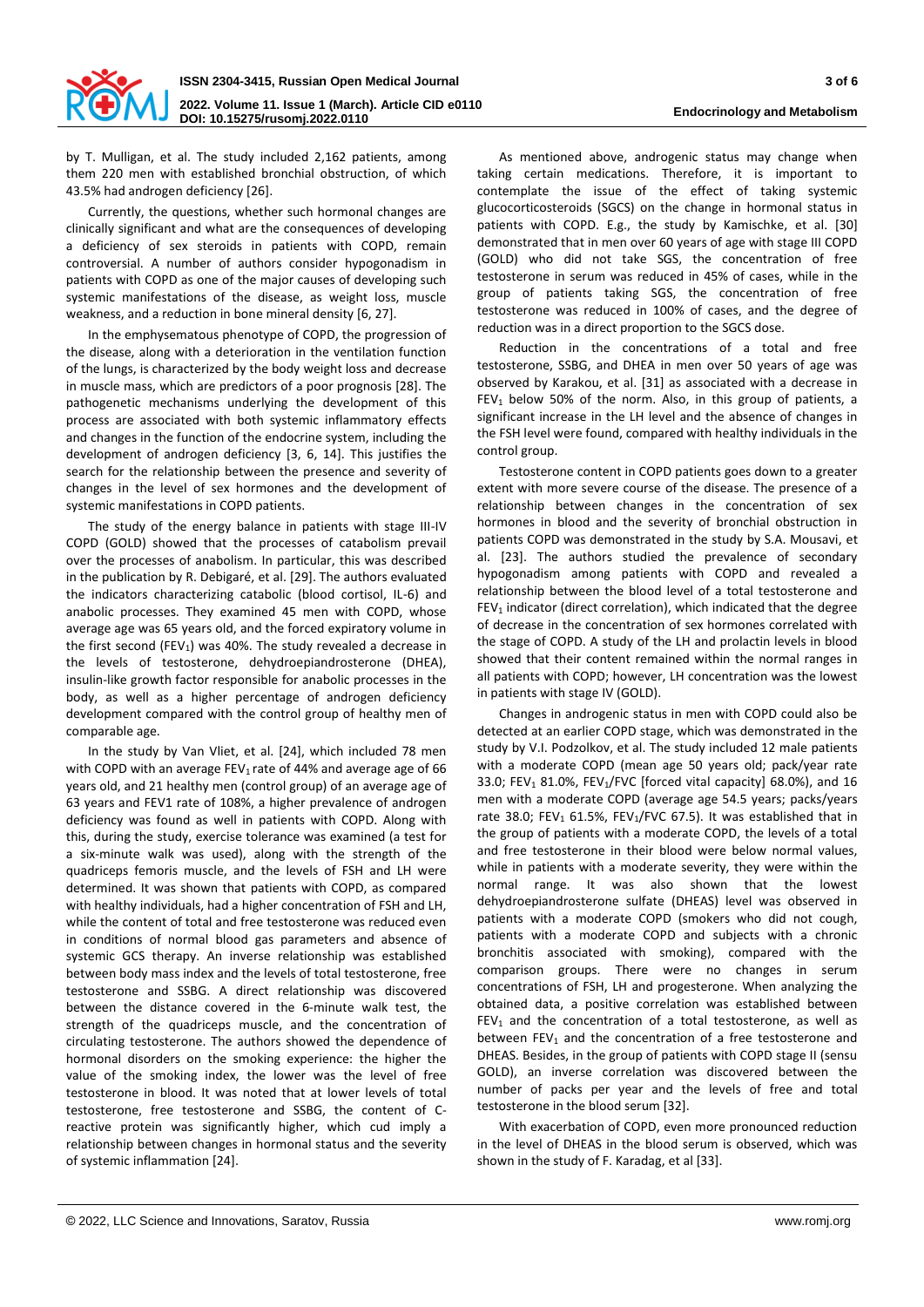by T. Mulligan, et al. The study included 2,162 patients, among them 220 men with established bronchial obstruction, of which 43.5% had androgen deficiency [26].

Currently, the questions, whether such hormonal changes are clinically significant and what are the consequences of developing a deficiency of sex steroids in patients with COPD, remain controversial. A number of authors consider hypogonadism in patients with COPD as one of the major causes of developing such systemic manifestations of the disease, as weight loss, muscle weakness, and a reduction in bone mineral density [6, 27].

In the emphysematous phenotype of COPD, the progression of the disease, along with a deterioration in the ventilation function of the lungs, is characterized by the body weight loss and decrease in muscle mass, which are predictors of a poor prognosis [28]. The pathogenetic mechanisms underlying the development of this process are associated with both systemic inflammatory effects and changes in the function of the endocrine system, including the development of androgen deficiency [3, 6, 14]. This justifies the search for the relationship between the presence and severity of changes in the level of sex hormones and the development of systemic manifestations in COPD patients.

The study of the energy balance in patients with stage III-IV COPD (GOLD) showed that the processes of catabolism prevail over the processes of anabolism. In particular, this was described in the publication by R. Debigaré, et al. [29]. The authors evaluated the indicators characterizing catabolic (blood cortisol, IL-6) and anabolic processes. They examined 45 men with COPD, whose average age was 65 years old, and the forced expiratory volume in the first second ($FEV_1$) was 40%. The study revealed a decrease in the levels of testosterone, dehydroepiandrosterone (DHEA), insulin-like growth factor responsible for anabolic processes in the body, as well as a higher percentage of androgen deficiency development compared with the control group of healthy men of comparable age.

In the study by Van Vliet, et al. [24], which included 78 men with COPD with an average $FEV_1$ rate of 44% and average age of 66 years old, and 21 healthy men (control group) of an average age of 63 years and FEV1 rate of 108%, a higher prevalence of androgen deficiency was found as well in patients with COPD. Along with this, during the study, exercise tolerance was examined (a test for a six-minute walk was used), along with the strength of the quadriceps femoris muscle, and the levels of FSH and LH were determined. It was shown that patients with COPD, as compared with healthy individuals, had a higher concentration of FSH and LH, while the content of total and free testosterone was reduced even in conditions of normal blood gas parameters and absence of systemic GCS therapy. An inverse relationship was established between body mass index and the levels of total testosterone, free testosterone and SSBG. A direct relationship was discovered between the distance covered in the 6-minute walk test, the strength of the quadriceps muscle, and the concentration of circulating testosterone. The authors showed the dependence of hormonal disorders on the smoking experience: the higher the value of the smoking index, the lower was the level of free testosterone in blood. It was noted that at lower levels of total testosterone, free testosterone and SSBG, the content of C-reactive protein was significantly higher, which cud imply a relationship between changes in hormonal status and the severity of systemic inflammation [24].

As mentioned above, androgenic status may change when taking certain medications. Therefore, it is important to contemplate the issue of the effect of taking systemic glucocorticosteroids (SGCS) on the change in hormonal status in patients with COPD. E.g., the study by Kamischke, et al. [30] demonstrated that in men over 60 years of age with stage III COPD (GOLD) who did not take SGS, the concentration of free testosterone in serum was reduced in 45% of cases, while in the group of patients taking SGS, the concentration of free testosterone was reduced in 100% of cases, and the degree of reduction was in a direct proportion to the SGCS dose.

Reduction in the concentrations of a total and free testosterone, SSBG, and DHEA in men over 50 years of age was observed by Karakou, et al. [31] as associated with a decrease in $FEV_1$ below 50% of the norm. Also, in this group of patients, a significant increase in the LH level and the absence of changes in the FSH level were found, compared with healthy individuals in the control group.

Testosterone content in COPD patients goes down to a greater extent with more severe course of the disease. The presence of a relationship between changes in the concentration of sex hormones in blood and the severity of bronchial obstruction in patients COPD was demonstrated in the study by S.A. Mousavi, et al. [23]. The authors studied the prevalence of secondary hypogonadism among patients with COPD and revealed a relationship between the blood level of a total testosterone and $FEV_1$ indicator (direct correlation), which indicated that the degree of decrease in the concentration of sex hormones correlated with the stage of COPD. A study of the LH and prolactin levels in blood showed that their content remained within the normal ranges in all patients with COPD; however, LH concentration was the lowest in patients with stage IV (GOLD).

Changes in androgenic status in men with COPD could also be detected at an earlier COPD stage, which was demonstrated in the study by V.I. Podzolkov, et al. The study included 12 male patients with a moderate COPD (mean age 50 years old; pack/year rate 33.0; $FEV_1$ 81.0%, $FEV_1$/FVC [forced vital capacity] 68.0%), and 16 men with a moderate COPD (average age 54.5 years; packs/years rate 38.0; $FEV_1$ 61.5%, $FEV_1$/FVC 67.5). It was established that in the group of patients with a moderate COPD, the levels of a total and free testosterone in their blood were below normal values, while in patients with a moderate severity, they were within the normal range. It was also shown that the lowest dehydroepiandrosterone sulfate (DHEAS) level was observed in patients with a moderate COPD (smokers who did not cough, patients with a moderate COPD and subjects with a chronic bronchitis associated with smoking), compared with the comparison groups. There were no changes in serum concentrations of FSH, LH and progesterone. When analyzing the obtained data, a positive correlation was established between $FEV_1$ and the concentration of a total testosterone, as well as between $FEV_1$ and the concentration of a free testosterone and DHEAS. Besides, in the group of patients with COPD stage II (sensu GOLD), an inverse correlation was discovered between the number of packs per year and the levels of free and total testosterone in the blood serum [32].

With exacerbation of COPD, even more pronounced reduction in the level of DHEAS in the blood serum is observed, which was shown in the study of F. Karadag, et al [33].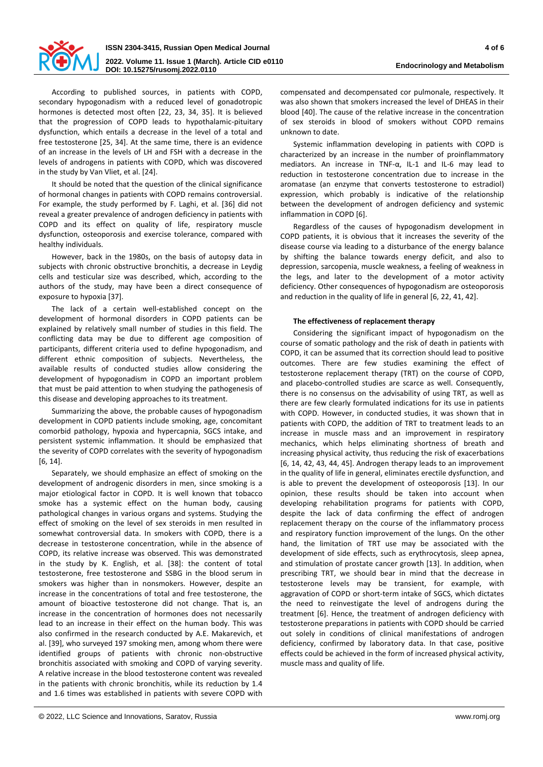According to published sources, in patients with COPD, secondary hypogonadism with a reduced level of gonadotropic hormones is detected most often [22, 23, 34, 35]. It is believed that the progression of COPD leads to hypothalamic-pituitary dysfunction, which entails a decrease in the level of a total and free testosterone [25, 34]. At the same time, there is an evidence of an increase in the levels of LH and FSH with a decrease in the levels of androgens in patients with COPD, which was discovered in the study by Van Vliet, et al. [24].

It should be noted that the question of the clinical significance of hormonal changes in patients with COPD remains controversial. For example, the study performed by F. Laghi, et al. [36] did not reveal a greater prevalence of androgen deficiency in patients with COPD and its effect on quality of life, respiratory muscle dysfunction, osteoporosis and exercise tolerance, compared with healthy individuals.

However, back in the 1980s, on the basis of autopsy data in subjects with chronic obstructive bronchitis, a decrease in Leydig cells and testicular size was described, which, according to the authors of the study, may have been a direct consequence of exposure to hypoxia [37].

The lack of a certain well-established concept on the development of hormonal disorders in COPD patients can be explained by relatively small number of studies in this field. The conflicting data may be due to different age composition of participants, different criteria used to define hypogonadism, and different ethnic composition of subjects. Nevertheless, the available results of conducted studies allow considering the development of hypogonadism in COPD an important problem that must be paid attention to when studying the pathogenesis of this disease and developing approaches to its treatment.

Summarizing the above, the probable causes of hypogonadism development in COPD patients include smoking, age, concomitant comorbid pathology, hypoxia and hypercapnia, SGCS intake, and persistent systemic inflammation. It should be emphasized that the severity of COPD correlates with the severity of hypogonadism [6, 14].

Separately, we should emphasize an effect of smoking on the development of androgenic disorders in men, since smoking is a major etiological factor in COPD. It is well known that tobacco smoke has a systemic effect on the human body, causing pathological changes in various organs and systems. Studying the effect of smoking on the level of sex steroids in men resulted in somewhat controversial data. In smokers with COPD, there is a decrease in testosterone concentration, while in the absence of COPD, its relative increase was observed. This was demonstrated in the study by K. English, et al. [38]: the content of total testosterone, free testosterone and SSBG in the blood serum in smokers was higher than in nonsmokers. However, despite an increase in the concentrations of total and free testosterone, the amount of bioactive testosterone did not change. That is, an increase in the concentration of hormones does not necessarily lead to an increase in their effect on the human body. This was also confirmed in the research conducted by A.E. Makarevich, et al. [39], who surveyed 197 smoking men, among whom there were identified groups of patients with chronic non-obstructive bronchitis associated with smoking and COPD of varying severity. A relative increase in the blood testosterone content was revealed in the patients with chronic bronchitis, while its reduction by 1.4 and 1.6 times was established in patients with severe COPD with compensated and decompensated cor pulmonale, respectively. It was also shown that smokers increased the level of DHEAS in their blood [40]. The cause of the relative increase in the concentration of sex steroids in blood of smokers without COPD remains unknown to date.

Systemic inflammation developing in patients with COPD is characterized by an increase in the number of proinflammatory mediators. An increase in TNF-α, IL-1 and IL-6 may lead to reduction in testosterone concentration due to increase in the aromatase (an enzyme that converts testosterone to estradiol) expression, which probably is indicative of the relationship between the development of androgen deficiency and systemic inflammation in COPD [6].

Regardless of the causes of hypogonadism development in COPD patients, it is obvious that it increases the severity of the disease course via leading to a disturbance of the energy balance by shifting the balance towards energy deficit, and also to depression, sarcopenia, muscle weakness, a feeling of weakness in the legs, and later to the development of a motor activity deficiency. Other consequences of hypogonadism are osteoporosis and reduction in the quality of life in general [6, 22, 41, 42].

#### The effectiveness of replacement therapy

Considering the significant impact of hypogonadism on the course of somatic pathology and the risk of death in patients with COPD, it can be assumed that its correction should lead to positive outcomes. There are few studies examining the effect of testosterone replacement therapy (TRT) on the course of COPD, and placebo-controlled studies are scarce as well. Consequently, there is no consensus on the advisability of using TRT, as well as there are few clearly formulated indications for its use in patients with COPD. However, in conducted studies, it was shown that in patients with COPD, the addition of TRT to treatment leads to an increase in muscle mass and an improvement in respiratory mechanics, which helps eliminating shortness of breath and increasing physical activity, thus reducing the risk of exacerbations [6, 14, 42, 43, 44, 45]. Androgen therapy leads to an improvement in the quality of life in general, eliminates erectile dysfunction, and is able to prevent the development of osteoporosis [13]. In our opinion, these results should be taken into account when developing rehabilitation programs for patients with COPD, despite the lack of data confirming the effect of androgen replacement therapy on the course of the inflammatory process and respiratory function improvement of the lungs. On the other hand, the limitation of TRT use may be associated with the development of side effects, such as erythrocytosis, sleep apnea, and stimulation of prostate cancer growth [13]. In addition, when prescribing TRT, we should bear in mind that the decrease in testosterone levels may be transient, for example, with aggravation of COPD or short-term intake of SGCS, which dictates the need to reinvestigate the level of androgens during the treatment [6]. Hence, the treatment of androgen deficiency with testosterone preparations in patients with COPD should be carried out solely in conditions of clinical manifestations of androgen deficiency, confirmed by laboratory data. In that case, positive effects could be achieved in the form of increased physical activity, muscle mass and quality of life.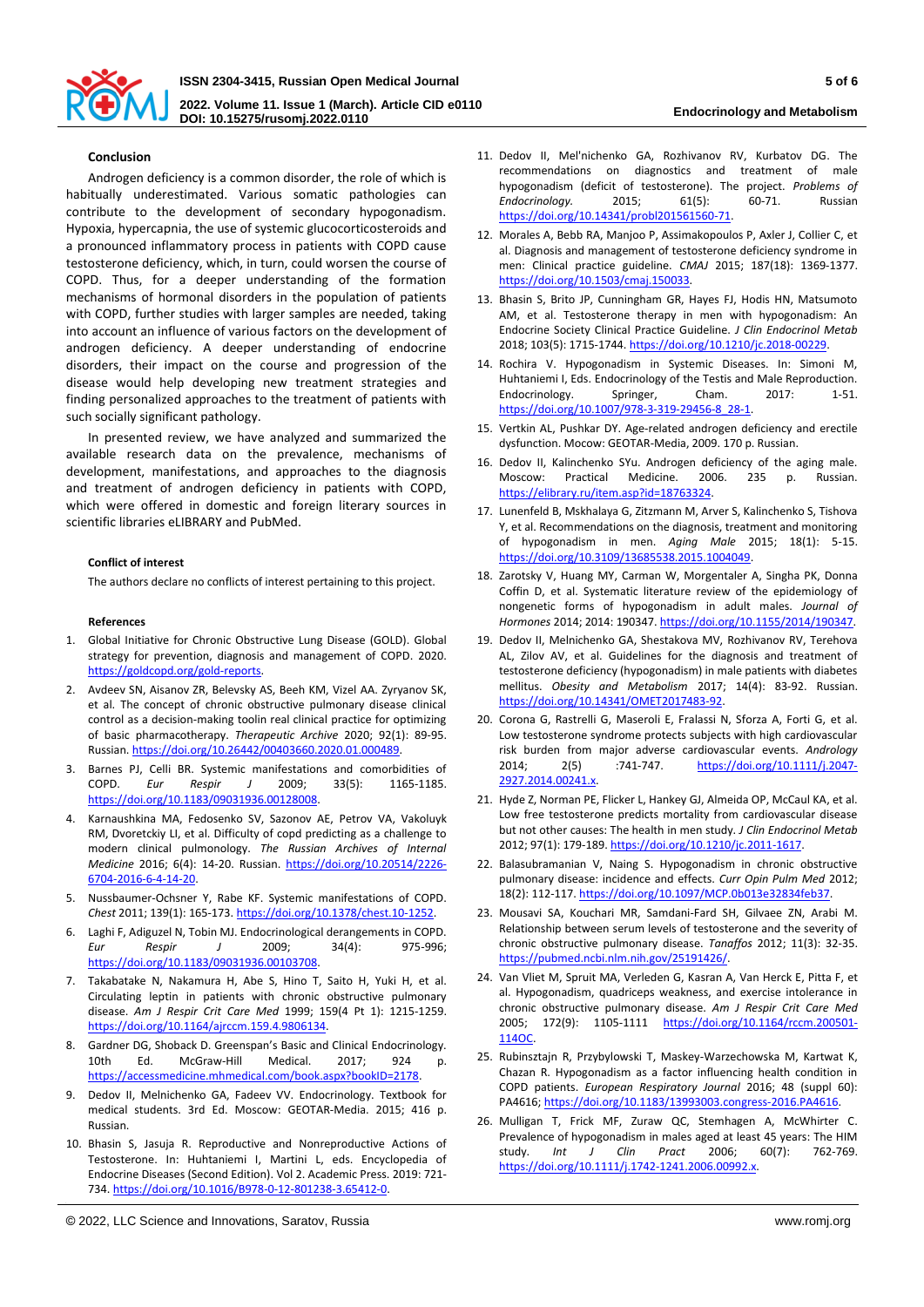### Conclusion

Androgen deficiency is a common disorder, the role of which is habitually underestimated. Various somatic pathologies can contribute to the development of secondary hypogonadism. Hypoxia, hypercapnia, the use of systemic glucocorticosteroids and a pronounced inflammatory process in patients with COPD cause testosterone deficiency, which, in turn, could worsen the course of COPD. Thus, for a deeper understanding of the formation mechanisms of hormonal disorders in the population of patients with COPD, further studies with larger samples are needed, taking into account an influence of various factors on the development of androgen deficiency. A deeper understanding of endocrine disorders, their impact on the course and progression of the disease would help developing new treatment strategies and finding personalized approaches to the treatment of patients with such socially significant pathology.

In presented review, we have analyzed and summarized the available research data on the prevalence, mechanisms of development, manifestations, and approaches to the diagnosis and treatment of androgen deficiency in patients with COPD, which were offered in domestic and foreign literary sources in scientific libraries eLIBRARY and PubMed.

#### Conflict of interest

The authors declare no conflicts of interest pertaining to this project.

#### References

1. Global Initiative for Chronic Obstructive Lung Disease (GOLD). Global strategy for prevention, diagnosis and management of COPD. 2020. https://goldcopd.org/gold-reports.
2. Avdeev SN, Aisanov ZR, Belevsky AS, Beeh KM, Vizel AA. Zyryanov SK, et al. The concept of chronic obstructive pulmonary disease clinical control as a decision-making toolin real clinical practice for optimizing of basic pharmacotherapy. *Therapeutic Archive* 2020; 92(1): 89-95. Russian. https://doi.org/10.26442/00403660.2020.01.000489.
3. Barnes PJ, Celli BR. Systemic manifestations and comorbidities of COPD. *Eur Respir J* 2009; 33(5): 1165-1185. https://doi.org/10.1183/09031936.00128008.
4. Karnaushkina MA, Fedosenko SV, Sazonov AE, Petrov VA, Vakoluyk RM, Dvoretckiy LI, et al. Difficulty of copd predicting as a challenge to modern clinical pulmonology. *The Russian Archives of Internal Medicine* 2016; 6(4): 14-20. Russian. https://doi.org/10.20514/2226-6704-2016-6-4-14-20.
5. Nussbaumer-Ochsner Y, Rabe KF. Systemic manifestations of COPD. *Chest* 2011; 139(1): 165-173. https://doi.org/10.1378/chest.10-1252.
6. Laghi F, Adiguzel N, Tobin MJ. Endocrinological derangements in COPD. *Eur Respir J* 2009; 34(4): 975-996; https://doi.org/10.1183/09031936.00103708.
7. Takabatake N, Nakamura H, Abe S, Hino T, Saito H, Yuki H, et al. Circulating leptin in patients with chronic obstructive pulmonary disease. *Am J Respir Crit Care Med* 1999; 159(4 Pt 1): 1215-1259. https://doi.org/10.1164/ajrccm.159.4.9806134.
8. Gardner DG, Shoback D. Greenspan's Basic and Clinical Endocrinology. 10th Ed. McGraw-Hill Medical. 2017; 924 p. https://accessmedicine.mhmedical.com/book.aspx?bookID=2178.
9. Dedov II, Melnichenko GA, Fadeev VV. Endocrinology. Textbook for medical students. 3rd Ed. Moscow: GEOTAR-Media. 2015; 416 p. Russian.
10. Bhasin S, Jasuja R. Reproductive and Nonreproductive Actions of Testosterone. In: Huhtaniemi I, Martini L, eds. Encyclopedia of Endocrine Diseases (Second Edition). Vol 2. Academic Press. 2019: 721-734. https://doi.org/10.1016/B978-0-12-801238-3.65412-0.
11. Dedov II, Mel'nichenko GA, Rozhivanov RV, Kurbatov DG. The recommendations on diagnostics and treatment of male hypogonadism (deficit of testosterone). The project. *Problems of Endocrinology.* 2015; 61(5): 60-71. Russian https://doi.org/10.14341/probl201561560-71.
12. Morales A, Bebb RA, Manjoo P, Assimakopoulos P, Axler J, Collier C, et al. Diagnosis and management of testosterone deficiency syndrome in men: Clinical practice guideline. *CMAJ* 2015; 187(18): 1369-1377. https://doi.org/10.1503/cmaj.150033.
13. Bhasin S, Brito JP, Cunningham GR, Hayes FJ, Hodis HN, Matsumoto AM, et al. Testosterone therapy in men with hypogonadism: An Endocrine Society Clinical Practice Guideline. *J Clin Endocrinol Metab* 2018; 103(5): 1715-1744. https://doi.org/10.1210/jc.2018-00229.
14. Rochira V. Hypogonadism in Systemic Diseases. In: Simoni M, Huhtaniemi I, Eds. Endocrinology of the Testis and Male Reproduction. Endocrinology. Springer, Cham. 2017: 1-51. https://doi.org/10.1007/978-3-319-29456-8_28-1.
15. Vertkin AL, Pushkar DY. Age-related androgen deficiency and erectile dysfunction. Mocow: GEOTAR-Media, 2009. 170 p. Russian.
16. Dedov II, Kalinchenko SYu. Androgen deficiency of the aging male. Moscow: Practical Medicine. 2006. 235 p. Russian. https://elibrary.ru/item.asp?id=18763324.
17. Lunenfeld B, Mskhalaya G, Zitzmann M, Arver S, Kalinchenko S, Tishova Y, et al. Recommendations on the diagnosis, treatment and monitoring of hypogonadism in men. *Aging Male* 2015; 18(1): 5-15. https://doi.org/10.3109/13685538.2015.1004049.
18. Zarotsky V, Huang MY, Carman W, Morgentaler A, Singha PK, Donna Coffin D, et al. Systematic literature review of the epidemiology of nongenetic forms of hypogonadism in adult males. *Journal of Hormones* 2014; 2014: 190347. https://doi.org/10.1155/2014/190347.
19. Dedov II, Melnichenko GA, Shestakova MV, Rozhivanov RV, Terehova AL, Zilov AV, et al. Guidelines for the diagnosis and treatment of testosterone deficiency (hypogonadism) in male patients with diabetes mellitus. *Obesity and Metabolism* 2017; 14(4): 83-92. Russian. https://doi.org/10.14341/OMET2017483-92.
20. Corona G, Rastrelli G, Maseroli E, Fralassi N, Sforza A, Forti G, et al. Low testosterone syndrome protects subjects with high cardiovascular risk burden from major adverse cardiovascular events. *Andrology* 2014; 2(5) :741-747. https://doi.org/10.1111/j.2047-2927.2014.00241.x.
21. Hyde Z, Norman PE, Flicker L, Hankey GJ, Almeida OP, McCaul KA, et al. Low free testosterone predicts mortality from cardiovascular disease but not other causes: The health in men study. *J Clin Endocrinol Metab* 2012; 97(1): 179-189. https://doi.org/10.1210/jc.2011-1617.
22. Balasubramanian V, Naing S. Hypogonadism in chronic obstructive pulmonary disease: incidence and effects. *Curr Opin Pulm Med* 2012; 18(2): 112-117. https://doi.org/10.1097/MCP.0b013e32834feb37.
23. Mousavi SA, Kouchari MR, Samdani-Fard SH, Gilvaee ZN, Arabi M. Relationship between serum levels of testosterone and the severity of chronic obstructive pulmonary disease. *Tanaffos* 2012; 11(3): 32-35. https://pubmed.ncbi.nlm.nih.gov/25191426/.
24. Van Vliet M, Spruit MA, Verleden G, Kasran A, Van Herck E, Pitta F, et al. Hypogonadism, quadriceps weakness, and exercise intolerance in chronic obstructive pulmonary disease. *Am J Respir Crit Care Med* 2005; 172(9): 1105-1111 https://doi.org/10.1164/rccm.200501-114OC.
25. Rubinsztajn R, Przybylowski T, Maskey-Warzechowska M, Kartwat K, Chazan R. Hypogonadism as a factor influencing health condition in COPD patients. *European Respiratory Journal* 2016; 48 (suppl 60): PA4616; https://doi.org/10.1183/13993003.congress-2016.PA4616.
26. Mulligan T, Frick MF, Zuraw QC, Stemhagen A, McWhirter C. Prevalence of hypogonadism in males aged at least 45 years: The HIM study. *Int J Clin Pract* 2006; 60(7): 762-769. https://doi.org/10.1111/j.1742-1241.2006.00992.x.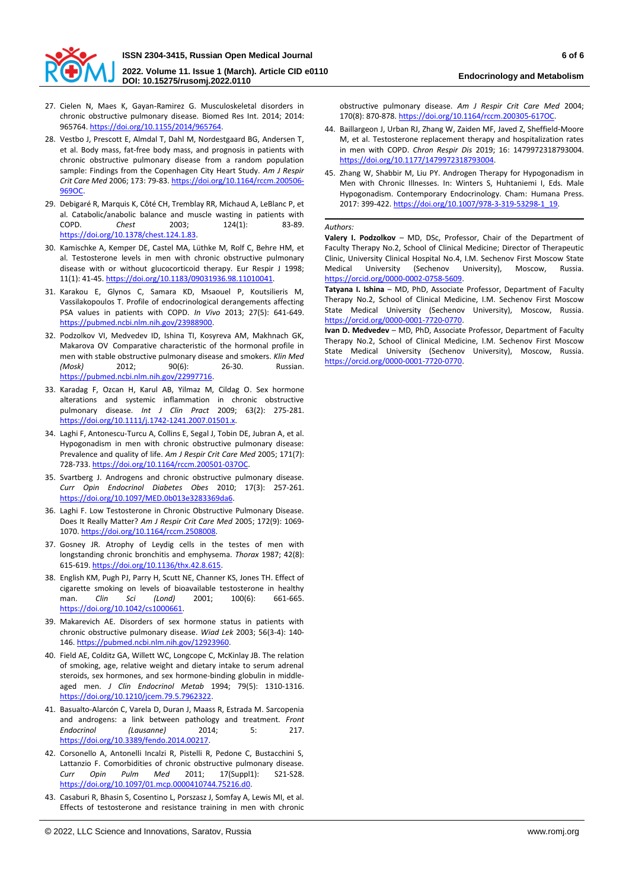27. Cielen N, Maes K, Gayan-Ramirez G. Musculoskeletal disorders in chronic obstructive pulmonary disease. Biomed Res Int. 2014; 2014: 965764. https://doi.org/10.1155/2014/965764.

28. Vestbo J, Prescott E, Almdal T, Dahl M, Nordestgaard BG, Andersen T, et al. Body mass, fat-free body mass, and prognosis in patients with chronic obstructive pulmonary disease from a random population sample: Findings from the Copenhagen City Heart Study. *Am J Respir Crit Care Med* 2006; 173: 79-83. https://doi.org/10.1164/rccm.200506-969OC.

29. Debigaré R, Marquis K, Côté CH, Tremblay RR, Michaud A, LeBlanc P, et al. Catabolic/anabolic balance and muscle wasting in patients with COPD. *Chest* 2003; 124(1): 83-89. https://doi.org/10.1378/chest.124.1.83.

30. Kamischke A, Kemper DE, Castel MA, Lüthke M, Rolf C, Behre HM, et al. Testosterone levels in men with chronic obstructive pulmonary disease with or without glucocorticoid therapy. Eur Respir J 1998; 11(1): 41-45. https://doi.org/10.1183/09031936.98.11010041.

31. Karakou E, Glynos C, Samara KD, Msaouel P, Koutsilieris M, Vassilakopoulos T. Profile of endocrinological derangements affecting PSA values in patients with COPD. *In Vivo* 2013; 27(5): 641-649. https://pubmed.ncbi.nlm.nih.gov/23988900.

32. Podzolkov VI, Medvedev ID, Ishina TI, Kosyreva AM, Makhnach GK, Makarova OV Comparative characteristic of the hormonal profile in men with stable obstructive pulmonary disease and smokers. *Klin Med (Mosk)* 2012; 90(6): 26-30. Russian. https://pubmed.ncbi.nlm.nih.gov/22997716.

33. Karadag F, Ozcan H, Karul AB, Yilmaz M, Cildag O. Sex hormone alterations and systemic inflammation in chronic obstructive pulmonary disease. *Int J Clin Pract* 2009; 63(2): 275-281. https://doi.org/10.1111/j.1742-1241.2007.01501.x.

34. Laghi F, Antonescu-Turcu A, Collins E, Segal J, Tobin DE, Jubran A, et al. Hypogonadism in men with chronic obstructive pulmonary disease: Prevalence and quality of life. *Am J Respir Crit Care Med* 2005; 171(7): 728-733. https://doi.org/10.1164/rccm.200501-037OC.

35. Svartberg J. Androgens and chronic obstructive pulmonary disease. *Curr Opin Endocrinol Diabetes Obes* 2010; 17(3): 257-261. https://doi.org/10.1097/MED.0b013e3283369da6.

36. Laghi F. Low Testosterone in Chronic Obstructive Pulmonary Disease. Does It Really Matter? *Am J Respir Crit Care Med* 2005; 172(9): 1069-1070. https://doi.org/10.1164/rccm.2508008.

37. Gosney JR. Atrophy of Leydig cells in the testes of men with longstanding chronic bronchitis and emphysema. *Thorax* 1987; 42(8): 615-619. https://doi.org/10.1136/thx.42.8.615.

38. English KM, Pugh PJ, Parry H, Scutt NE, Channer KS, Jones TH. Effect of cigarette smoking on levels of bioavailable testosterone in healthy man. *Clin Sci (Lond)* 2001; 100(6): 661-665. https://doi.org/10.1042/cs1000661.

39. Makarevich AE. Disorders of sex hormone status in patients with chronic obstructive pulmonary disease. *Wiad Lek* 2003; 56(3-4): 140-146. https://pubmed.ncbi.nlm.nih.gov/12923960.

40. Field AE, Colditz GA, Willett WC, Longcope C, McKinlay JB. The relation of smoking, age, relative weight and dietary intake to serum adrenal steroids, sex hormones, and sex hormone-binding globulin in middle-aged men. *J Clin Endocrinol Metab* 1994; 79(5): 1310-1316. https://doi.org/10.1210/jcem.79.5.7962322.

41. Basualto-Alarcón C, Varela D, Duran J, Maass R, Estrada M. Sarcopenia and androgens: a link between pathology and treatment. *Front Endocrinol (Lausanne)* 2014; 5: 217. https://doi.org/10.3389/fendo.2014.00217.

42. Corsonello A, Antonelli Incalzi R, Pistelli R, Pedone C, Bustacchini S, Lattanzio F. Comorbidities of chronic obstructive pulmonary disease. *Curr Opin Pulm Med* 2011; 17(Suppl1): S21-S28. https://doi.org/10.1097/01.mcp.0000410744.75216.d0.

43. Casaburi R, Bhasin S, Cosentino L, Porszasz J, Somfay A, Lewis MI, et al. Effects of testosterone and resistance training in men with chronic obstructive pulmonary disease. *Am J Respir Crit Care Med* 2004; 170(8): 870-878. https://doi.org/10.1164/rccm.200305-617OC.

44. Baillargeon J, Urban RJ, Zhang W, Zaiden MF, Javed Z, Sheffield-Moore M, et al. Testosterone replacement therapy and hospitalization rates in men with COPD. *Chron Respir Dis* 2019; 16: 1479972318793004. https://doi.org/10.1177/1479972318793004.

45. Zhang W, Shabbir M, Liu PY. Androgen Therapy for Hypogonadism in Men with Chronic Illnesses. In: Winters S, Huhtaniemi I, Eds. Male Hypogonadism. Contemporary Endocrinology. Cham: Humana Press. 2017: 399-422. https://doi.org/10.1007/978-3-319-53298-1_19.

*Authors:*

**Valery I. Podzolkov** – MD, DSc, Professor, Chair of the Department of Faculty Therapy No.2, School of Clinical Medicine; Director of Therapeutic Clinic, University Clinical Hospital No.4, I.M. Sechenov First Moscow State Medical University (Sechenov University), Moscow, Russia. https://orcid.org/0000-0002-0758-5609.

**Tatyana I. Ishina** – MD, PhD, Associate Professor, Department of Faculty Therapy No.2, School of Clinical Medicine, I.M. Sechenov First Moscow State Medical University (Sechenov University), Moscow, Russia. https://orcid.org/0000-0001-7720-0770.

**Ivan D. Medvedev** – MD, PhD, Associate Professor, Department of Faculty Therapy No.2, School of Clinical Medicine, I.M. Sechenov First Moscow State Medical University (Sechenov University), Moscow, Russia. https://orcid.org/0000-0001-7720-0770.